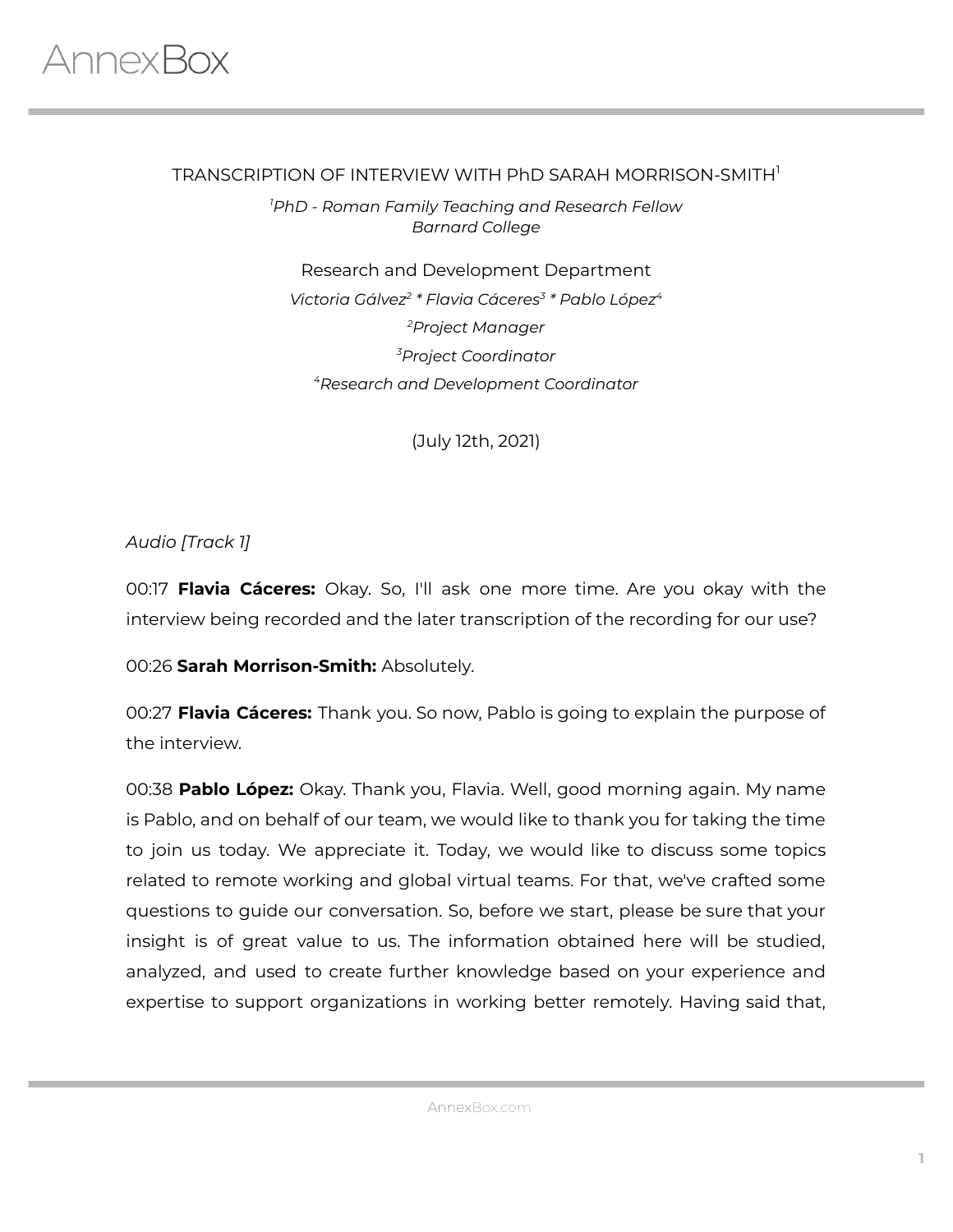# TRANSCRIPTION OF INTERVIEW WITH PhD SARAH MORRISON-SMITH[1]

[1]*PhD - Roman Family Teaching and Research Fellow*
*Barnard College*

Research and Development Department

*Victoria Gálvez[2] * Flavia Cáceres[3] * Pablo López[4]*

[2]*Project Manager*

[3]*Project Coordinator*

[4]*Research and Development Coordinator*

(July 12th, 2021)

*Audio [Track 1]*

00:17 **Flavia Cáceres:** Okay. So, I'll ask one more time. Are you okay with the interview being recorded and the later transcription of the recording for our use?

00:26 **Sarah Morrison-Smith:** Absolutely.

00:27 **Flavia Cáceres:** Thank you. So now, Pablo is going to explain the purpose of the interview.

00:38 **Pablo López:** Okay. Thank you, Flavia. Well, good morning again. My name is Pablo, and on behalf of our team, we would like to thank you for taking the time to join us today. We appreciate it. Today, we would like to discuss some topics related to remote working and global virtual teams. For that, we've crafted some questions to guide our conversation. So, before we start, please be sure that your insight is of great value to us. The information obtained here will be studied, analyzed, and used to create further knowledge based on your experience and expertise to support organizations in working better remotely. Having said that,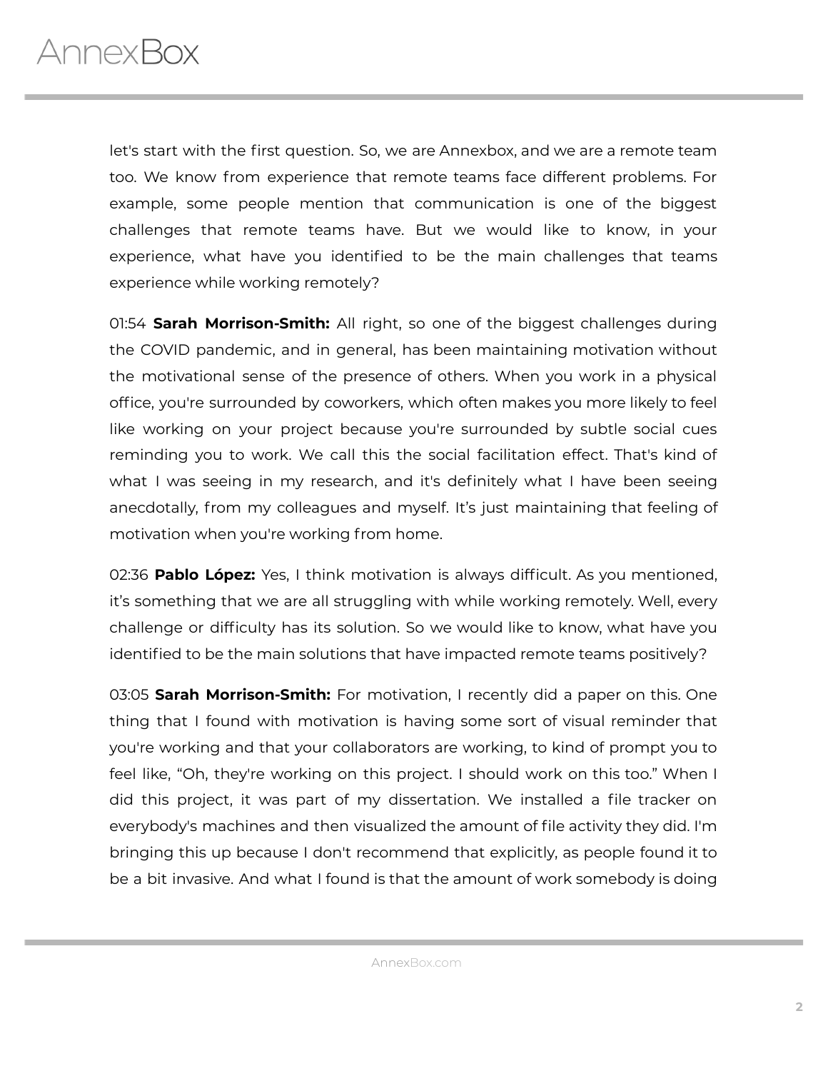let's start with the first question. So, we are Annexbox, and we are a remote team too. We know from experience that remote teams face different problems. For example, some people mention that communication is one of the biggest challenges that remote teams have. But we would like to know, in your experience, what have you identified to be the main challenges that teams experience while working remotely?

01:54 **Sarah Morrison-Smith:** All right, so one of the biggest challenges during the COVID pandemic, and in general, has been maintaining motivation without the motivational sense of the presence of others. When you work in a physical office, you're surrounded by coworkers, which often makes you more likely to feel like working on your project because you're surrounded by subtle social cues reminding you to work. We call this the social facilitation effect. That's kind of what I was seeing in my research, and it's definitely what I have been seeing anecdotally, from my colleagues and myself. It's just maintaining that feeling of motivation when you're working from home.

02:36 **Pablo López:** Yes, I think motivation is always difficult. As you mentioned, it's something that we are all struggling with while working remotely. Well, every challenge or difficulty has its solution. So we would like to know, what have you identified to be the main solutions that have impacted remote teams positively?

03:05 **Sarah Morrison-Smith:** For motivation, I recently did a paper on this. One thing that I found with motivation is having some sort of visual reminder that you're working and that your collaborators are working, to kind of prompt you to feel like, "Oh, they're working on this project. I should work on this too." When I did this project, it was part of my dissertation. We installed a file tracker on everybody's machines and then visualized the amount of file activity they did. I'm bringing this up because I don't recommend that explicitly, as people found it to be a bit invasive. And what I found is that the amount of work somebody is doing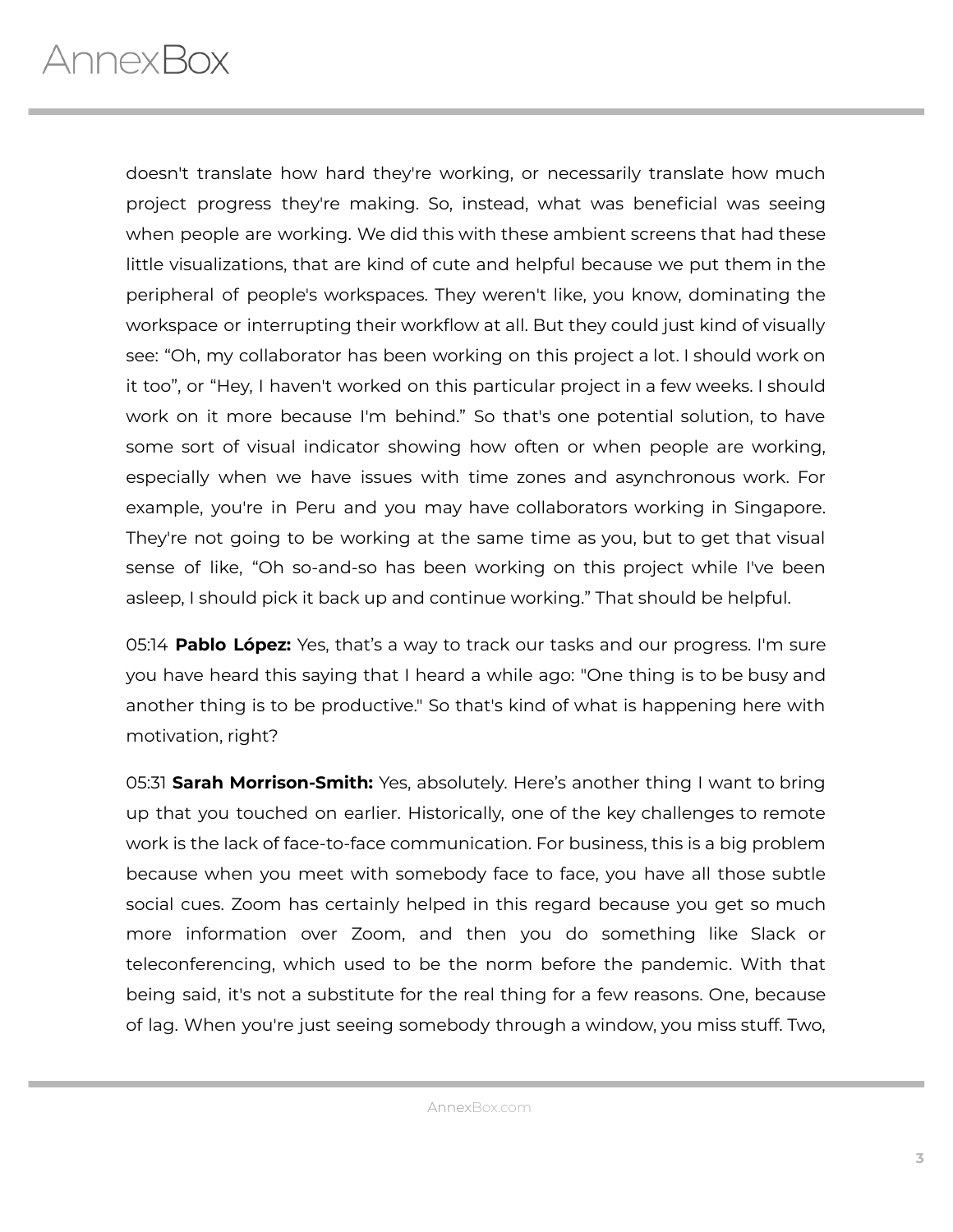doesn't translate how hard they're working, or necessarily translate how much project progress they're making. So, instead, what was beneficial was seeing when people are working. We did this with these ambient screens that had these little visualizations, that are kind of cute and helpful because we put them in the peripheral of people's workspaces. They weren't like, you know, dominating the workspace or interrupting their workflow at all. But they could just kind of visually see: "Oh, my collaborator has been working on this project a lot. I should work on it too", or "Hey, I haven't worked on this particular project in a few weeks. I should work on it more because I'm behind." So that's one potential solution, to have some sort of visual indicator showing how often or when people are working, especially when we have issues with time zones and asynchronous work. For example, you're in Peru and you may have collaborators working in Singapore. They're not going to be working at the same time as you, but to get that visual sense of like, "Oh so-and-so has been working on this project while I've been asleep, I should pick it back up and continue working." That should be helpful.

05:14 **Pablo López:** Yes, that's a way to track our tasks and our progress. I'm sure you have heard this saying that I heard a while ago: "One thing is to be busy and another thing is to be productive." So that's kind of what is happening here with motivation, right?

05:31 **Sarah Morrison-Smith:** Yes, absolutely. Here's another thing I want to bring up that you touched on earlier. Historically, one of the key challenges to remote work is the lack of face-to-face communication. For business, this is a big problem because when you meet with somebody face to face, you have all those subtle social cues. Zoom has certainly helped in this regard because you get so much more information over Zoom, and then you do something like Slack or teleconferencing, which used to be the norm before the pandemic. With that being said, it's not a substitute for the real thing for a few reasons. One, because of lag. When you're just seeing somebody through a window, you miss stuff. Two,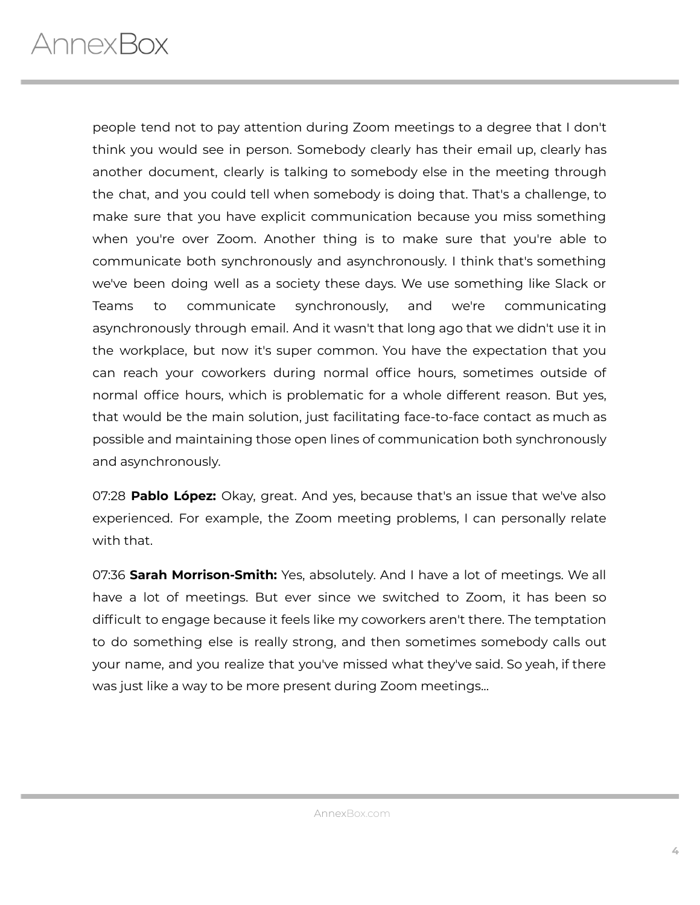people tend not to pay attention during Zoom meetings to a degree that I don't think you would see in person. Somebody clearly has their email up, clearly has another document, clearly is talking to somebody else in the meeting through the chat, and you could tell when somebody is doing that. That's a challenge, to make sure that you have explicit communication because you miss something when you're over Zoom. Another thing is to make sure that you're able to communicate both synchronously and asynchronously. I think that's something we've been doing well as a society these days. We use something like Slack or Teams to communicate synchronously, and we're communicating asynchronously through email. And it wasn't that long ago that we didn't use it in the workplace, but now it's super common. You have the expectation that you can reach your coworkers during normal office hours, sometimes outside of normal office hours, which is problematic for a whole different reason. But yes, that would be the main solution, just facilitating face-to-face contact as much as possible and maintaining those open lines of communication both synchronously and asynchronously.

07:28 **Pablo López:** Okay, great. And yes, because that's an issue that we've also experienced. For example, the Zoom meeting problems, I can personally relate with that.

07:36 **Sarah Morrison-Smith:** Yes, absolutely. And I have a lot of meetings. We all have a lot of meetings. But ever since we switched to Zoom, it has been so difficult to engage because it feels like my coworkers aren't there. The temptation to do something else is really strong, and then sometimes somebody calls out your name, and you realize that you've missed what they've said. So yeah, if there was just like a way to be more present during Zoom meetings...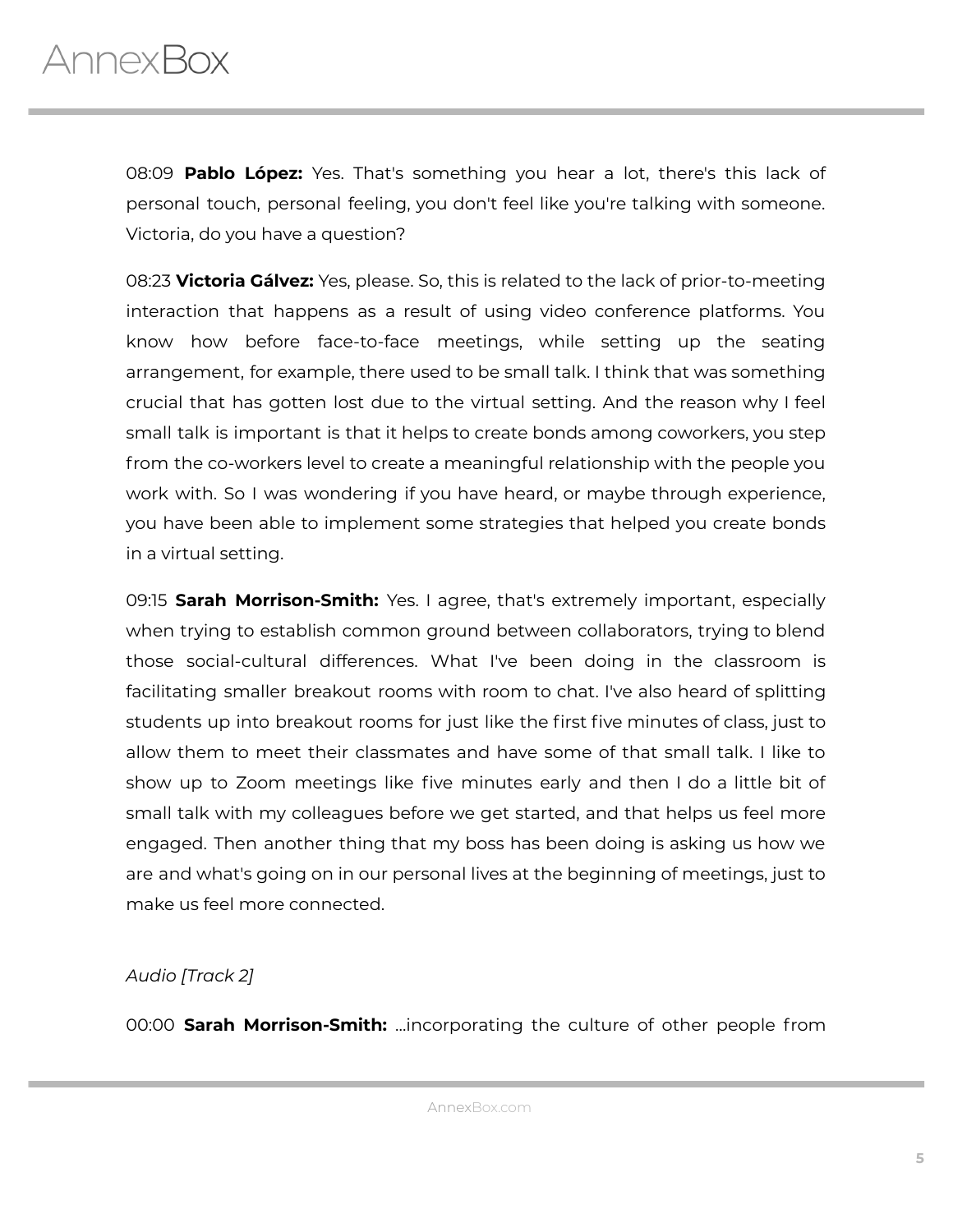08:09 **Pablo López:** Yes. That's something you hear a lot, there's this lack of personal touch, personal feeling, you don't feel like you're talking with someone. Victoria, do you have a question?

08:23 **Victoria Gálvez:** Yes, please. So, this is related to the lack of prior-to-meeting interaction that happens as a result of using video conference platforms. You know how before face-to-face meetings, while setting up the seating arrangement, for example, there used to be small talk. I think that was something crucial that has gotten lost due to the virtual setting. And the reason why I feel small talk is important is that it helps to create bonds among coworkers, you step from the co-workers level to create a meaningful relationship with the people you work with. So I was wondering if you have heard, or maybe through experience, you have been able to implement some strategies that helped you create bonds in a virtual setting.

09:15 **Sarah Morrison-Smith:** Yes. I agree, that's extremely important, especially when trying to establish common ground between collaborators, trying to blend those social-cultural differences. What I've been doing in the classroom is facilitating smaller breakout rooms with room to chat. I've also heard of splitting students up into breakout rooms for just like the first five minutes of class, just to allow them to meet their classmates and have some of that small talk. I like to show up to Zoom meetings like five minutes early and then I do a little bit of small talk with my colleagues before we get started, and that helps us feel more engaged. Then another thing that my boss has been doing is asking us how we are and what's going on in our personal lives at the beginning of meetings, just to make us feel more connected.

*Audio [Track 2]*

00:00 **Sarah Morrison-Smith:** ...incorporating the culture of other people from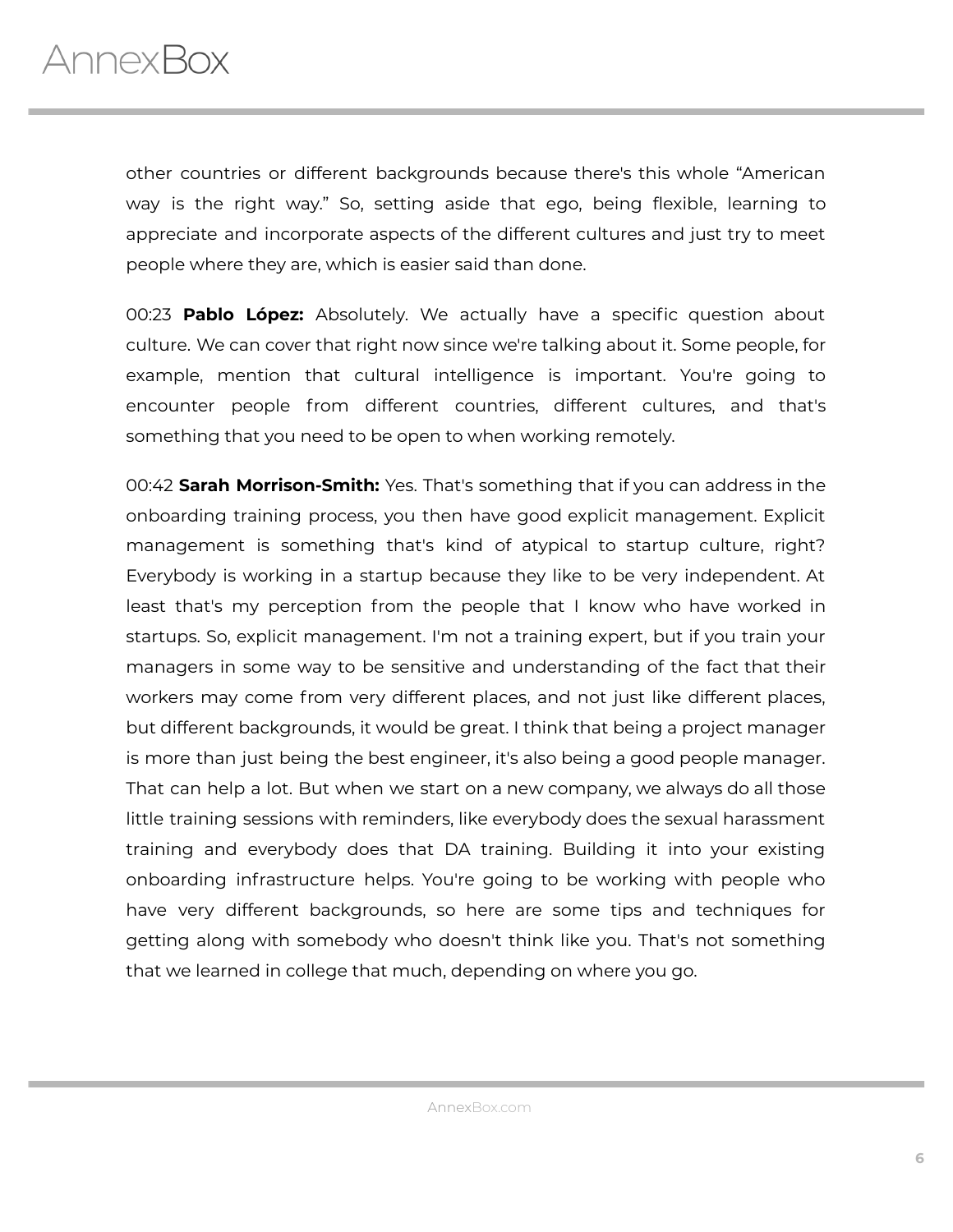other countries or different backgrounds because there's this whole “American way is the right way.” So, setting aside that ego, being flexible, learning to appreciate and incorporate aspects of the different cultures and just try to meet people where they are, which is easier said than done.

00:23 **Pablo López:** Absolutely. We actually have a specific question about culture. We can cover that right now since we're talking about it. Some people, for example, mention that cultural intelligence is important. You're going to encounter people from different countries, different cultures, and that's something that you need to be open to when working remotely.

00:42 **Sarah Morrison-Smith:** Yes. That's something that if you can address in the onboarding training process, you then have good explicit management. Explicit management is something that's kind of atypical to startup culture, right? Everybody is working in a startup because they like to be very independent. At least that's my perception from the people that I know who have worked in startups. So, explicit management. I'm not a training expert, but if you train your managers in some way to be sensitive and understanding of the fact that their workers may come from very different places, and not just like different places, but different backgrounds, it would be great. I think that being a project manager is more than just being the best engineer, it's also being a good people manager. That can help a lot. But when we start on a new company, we always do all those little training sessions with reminders, like everybody does the sexual harassment training and everybody does that DA training. Building it into your existing onboarding infrastructure helps. You're going to be working with people who have very different backgrounds, so here are some tips and techniques for getting along with somebody who doesn't think like you. That's not something that we learned in college that much, depending on where you go.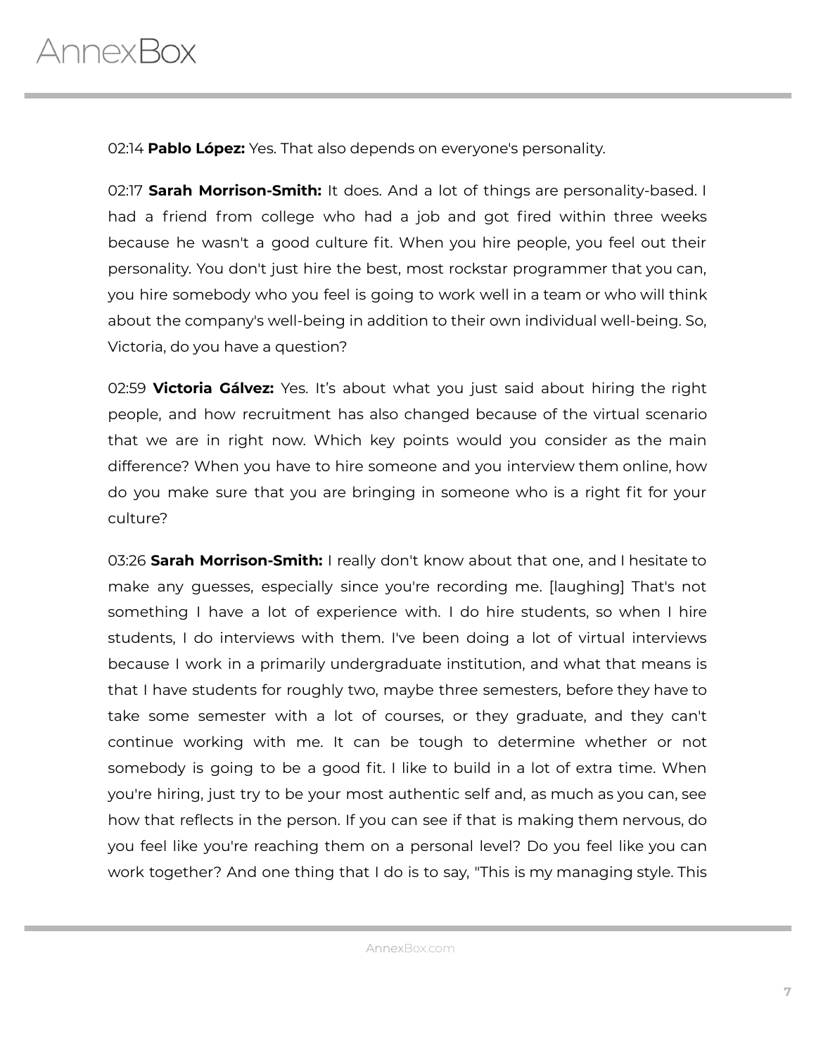02:14 **Pablo López:** Yes. That also depends on everyone's personality.

02:17 **Sarah Morrison-Smith:** It does. And a lot of things are personality-based. I had a friend from college who had a job and got fired within three weeks because he wasn't a good culture fit. When you hire people, you feel out their personality. You don't just hire the best, most rockstar programmer that you can, you hire somebody who you feel is going to work well in a team or who will think about the company's well-being in addition to their own individual well-being. So, Victoria, do you have a question?

02:59 **Victoria Gálvez:** Yes. It's about what you just said about hiring the right people, and how recruitment has also changed because of the virtual scenario that we are in right now. Which key points would you consider as the main difference? When you have to hire someone and you interview them online, how do you make sure that you are bringing in someone who is a right fit for your culture?

03:26 **Sarah Morrison-Smith:** I really don't know about that one, and I hesitate to make any guesses, especially since you're recording me. [laughing] That's not something I have a lot of experience with. I do hire students, so when I hire students, I do interviews with them. I've been doing a lot of virtual interviews because I work in a primarily undergraduate institution, and what that means is that I have students for roughly two, maybe three semesters, before they have to take some semester with a lot of courses, or they graduate, and they can't continue working with me. It can be tough to determine whether or not somebody is going to be a good fit. I like to build in a lot of extra time. When you're hiring, just try to be your most authentic self and, as much as you can, see how that reflects in the person. If you can see if that is making them nervous, do you feel like you're reaching them on a personal level? Do you feel like you can work together? And one thing that I do is to say, "This is my managing style. This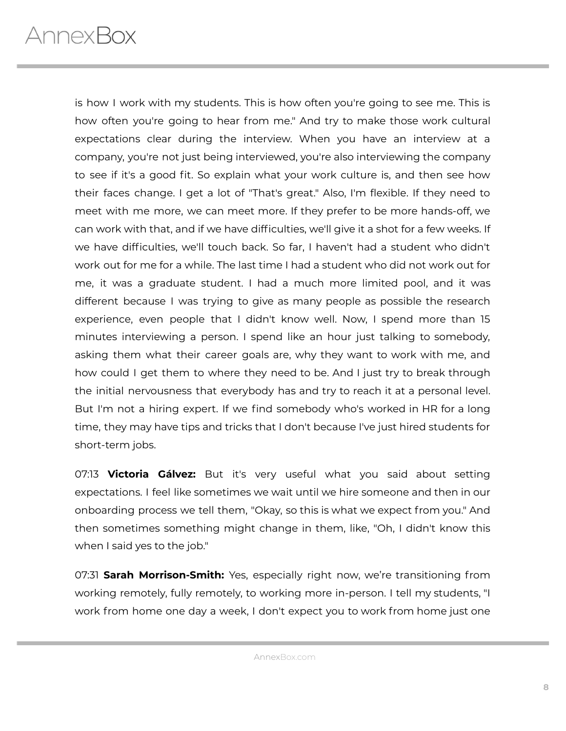is how I work with my students. This is how often you're going to see me. This is how often you're going to hear from me." And try to make those work cultural expectations clear during the interview. When you have an interview at a company, you're not just being interviewed, you're also interviewing the company to see if it's a good fit. So explain what your work culture is, and then see how their faces change. I get a lot of "That's great." Also, I'm flexible. If they need to meet with me more, we can meet more. If they prefer to be more hands-off, we can work with that, and if we have difficulties, we'll give it a shot for a few weeks. If we have difficulties, we'll touch back. So far, I haven't had a student who didn't work out for me for a while. The last time I had a student who did not work out for me, it was a graduate student. I had a much more limited pool, and it was different because I was trying to give as many people as possible the research experience, even people that I didn't know well. Now, I spend more than 15 minutes interviewing a person. I spend like an hour just talking to somebody, asking them what their career goals are, why they want to work with me, and how could I get them to where they need to be. And I just try to break through the initial nervousness that everybody has and try to reach it at a personal level. But I'm not a hiring expert. If we find somebody who's worked in HR for a long time, they may have tips and tricks that I don't because I've just hired students for short-term jobs.

07:13 **Victoria Gálvez:** But it's very useful what you said about setting expectations. I feel like sometimes we wait until we hire someone and then in our onboarding process we tell them, "Okay, so this is what we expect from you." And then sometimes something might change in them, like, "Oh, I didn't know this when I said yes to the job."

07:31 **Sarah Morrison-Smith:** Yes, especially right now, we're transitioning from working remotely, fully remotely, to working more in-person. I tell my students, "I work from home one day a week, I don't expect you to work from home just one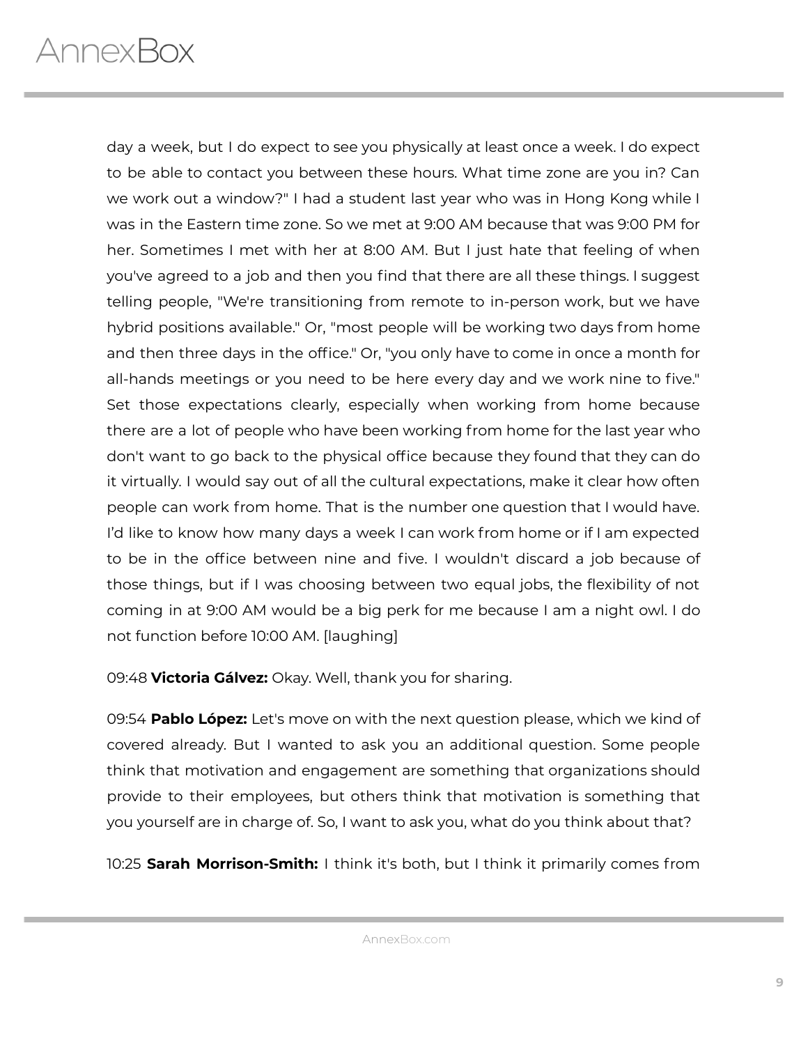day a week, but I do expect to see you physically at least once a week. I do expect to be able to contact you between these hours. What time zone are you in? Can we work out a window?" I had a student last year who was in Hong Kong while I was in the Eastern time zone. So we met at 9:00 AM because that was 9:00 PM for her. Sometimes I met with her at 8:00 AM. But I just hate that feeling of when you've agreed to a job and then you find that there are all these things. I suggest telling people, "We're transitioning from remote to in-person work, but we have hybrid positions available." Or, "most people will be working two days from home and then three days in the office." Or, "you only have to come in once a month for all-hands meetings or you need to be here every day and we work nine to five." Set those expectations clearly, especially when working from home because there are a lot of people who have been working from home for the last year who don't want to go back to the physical office because they found that they can do it virtually. I would say out of all the cultural expectations, make it clear how often people can work from home. That is the number one question that I would have. I'd like to know how many days a week I can work from home or if I am expected to be in the office between nine and five. I wouldn't discard a job because of those things, but if I was choosing between two equal jobs, the flexibility of not coming in at 9:00 AM would be a big perk for me because I am a night owl. I do not function before 10:00 AM. [laughing]

09:48 **Victoria Gálvez:** Okay. Well, thank you for sharing.

09:54 **Pablo López:** Let's move on with the next question please, which we kind of covered already. But I wanted to ask you an additional question. Some people think that motivation and engagement are something that organizations should provide to their employees, but others think that motivation is something that you yourself are in charge of. So, I want to ask you, what do you think about that?

10:25 **Sarah Morrison-Smith:** I think it's both, but I think it primarily comes from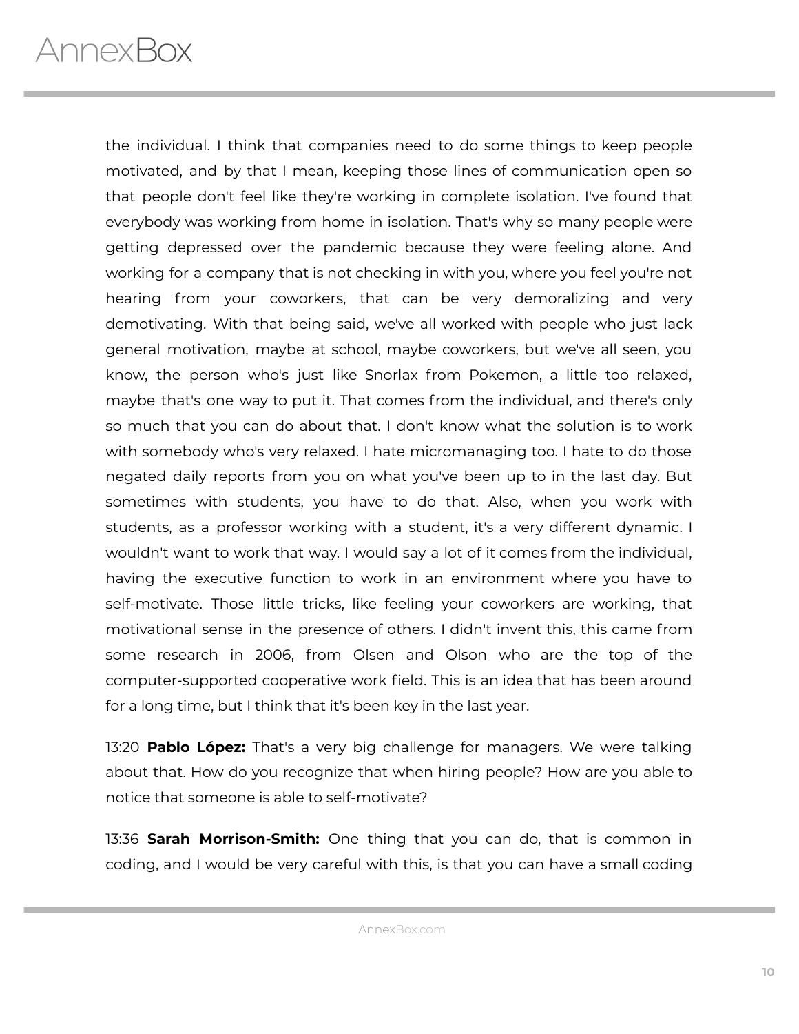the individual. I think that companies need to do some things to keep people motivated, and by that I mean, keeping those lines of communication open so that people don't feel like they're working in complete isolation. I've found that everybody was working from home in isolation. That's why so many people were getting depressed over the pandemic because they were feeling alone. And working for a company that is not checking in with you, where you feel you're not hearing from your coworkers, that can be very demoralizing and very demotivating. With that being said, we've all worked with people who just lack general motivation, maybe at school, maybe coworkers, but we've all seen, you know, the person who's just like Snorlax from Pokemon, a little too relaxed, maybe that's one way to put it. That comes from the individual, and there's only so much that you can do about that. I don't know what the solution is to work with somebody who's very relaxed. I hate micromanaging too. I hate to do those negated daily reports from you on what you've been up to in the last day. But sometimes with students, you have to do that. Also, when you work with students, as a professor working with a student, it's a very different dynamic. I wouldn't want to work that way. I would say a lot of it comes from the individual, having the executive function to work in an environment where you have to self-motivate. Those little tricks, like feeling your coworkers are working, that motivational sense in the presence of others. I didn't invent this, this came from some research in 2006, from Olsen and Olson who are the top of the computer-supported cooperative work field. This is an idea that has been around for a long time, but I think that it's been key in the last year.

13:20 **Pablo López:** That's a very big challenge for managers. We were talking about that. How do you recognize that when hiring people? How are you able to notice that someone is able to self-motivate?

13:36 **Sarah Morrison-Smith:** One thing that you can do, that is common in coding, and I would be very careful with this, is that you can have a small coding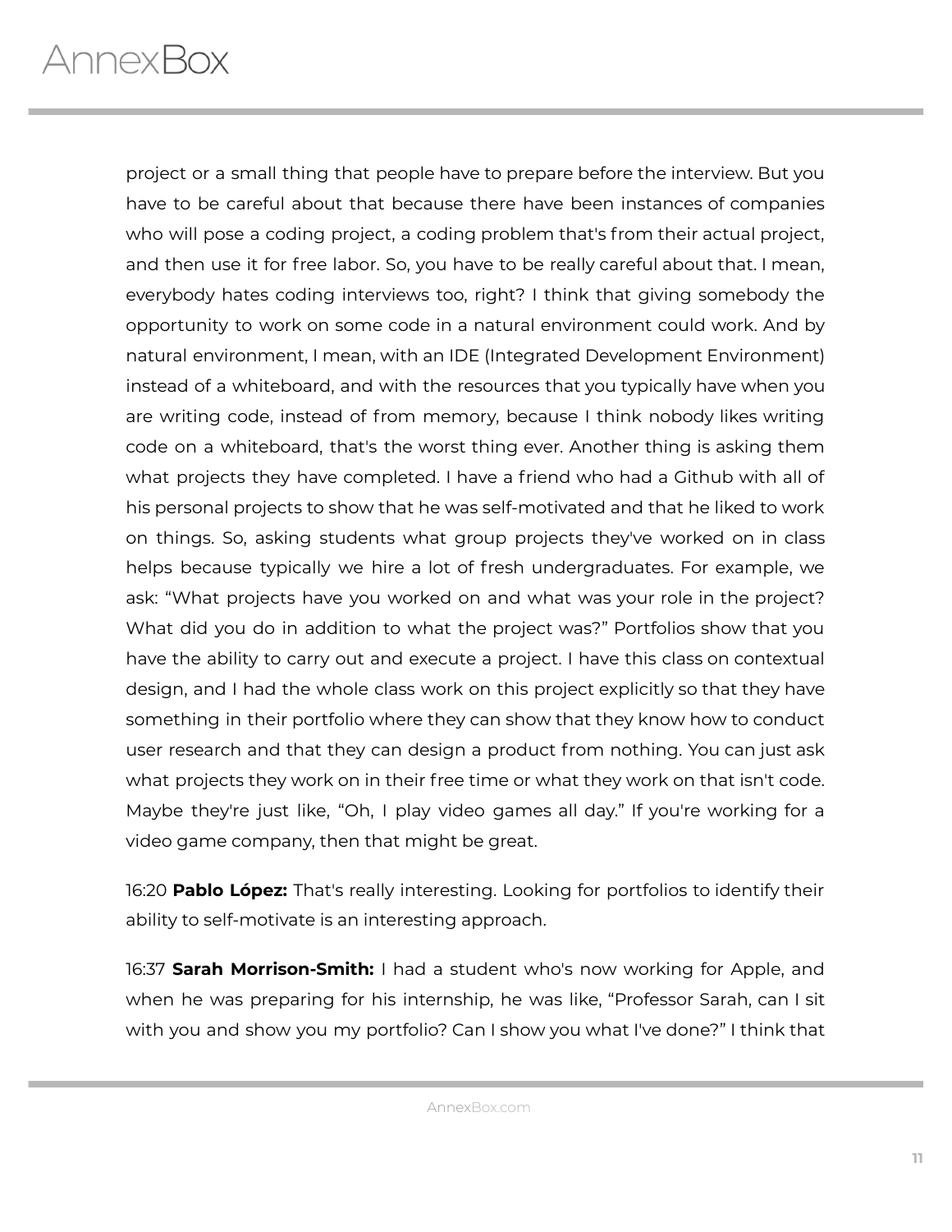project or a small thing that people have to prepare before the interview. But you have to be careful about that because there have been instances of companies who will pose a coding project, a coding problem that's from their actual project, and then use it for free labor. So, you have to be really careful about that. I mean, everybody hates coding interviews too, right? I think that giving somebody the opportunity to work on some code in a natural environment could work. And by natural environment, I mean, with an IDE (Integrated Development Environment) instead of a whiteboard, and with the resources that you typically have when you are writing code, instead of from memory, because I think nobody likes writing code on a whiteboard, that's the worst thing ever. Another thing is asking them what projects they have completed. I have a friend who had a Github with all of his personal projects to show that he was self-motivated and that he liked to work on things. So, asking students what group projects they've worked on in class helps because typically we hire a lot of fresh undergraduates. For example, we ask: “What projects have you worked on and what was your role in the project? What did you do in addition to what the project was?” Portfolios show that you have the ability to carry out and execute a project. I have this class on contextual design, and I had the whole class work on this project explicitly so that they have something in their portfolio where they can show that they know how to conduct user research and that they can design a product from nothing. You can just ask what projects they work on in their free time or what they work on that isn't code. Maybe they're just like, “Oh, I play video games all day.” If you're working for a video game company, then that might be great.

16:20 **Pablo López:** That's really interesting. Looking for portfolios to identify their ability to self-motivate is an interesting approach.

16:37 **Sarah Morrison-Smith:** I had a student who's now working for Apple, and when he was preparing for his internship, he was like, “Professor Sarah, can I sit with you and show you my portfolio? Can I show you what I've done?” I think that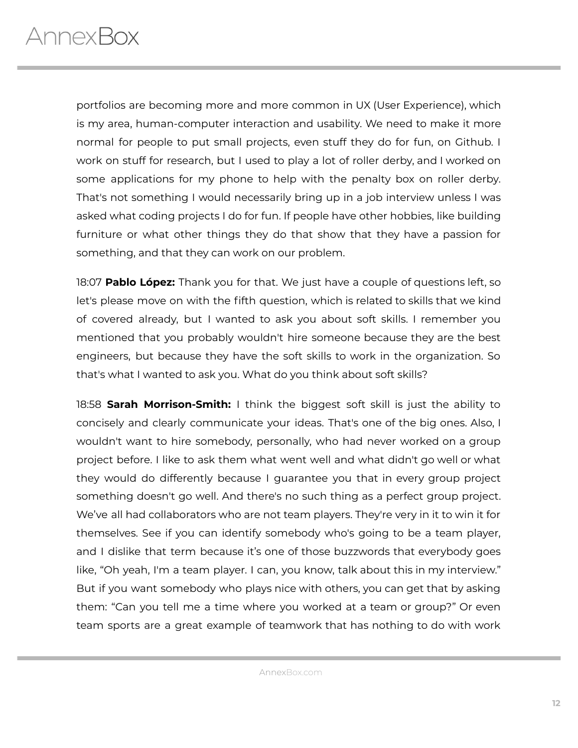portfolios are becoming more and more common in UX (User Experience), which is my area, human-computer interaction and usability. We need to make it more normal for people to put small projects, even stuff they do for fun, on Github. I work on stuff for research, but I used to play a lot of roller derby, and I worked on some applications for my phone to help with the penalty box on roller derby. That's not something I would necessarily bring up in a job interview unless I was asked what coding projects I do for fun. If people have other hobbies, like building furniture or what other things they do that show that they have a passion for something, and that they can work on our problem.

18:07 **Pablo López:** Thank you for that. We just have a couple of questions left, so let's please move on with the fifth question, which is related to skills that we kind of covered already, but I wanted to ask you about soft skills. I remember you mentioned that you probably wouldn't hire someone because they are the best engineers, but because they have the soft skills to work in the organization. So that's what I wanted to ask you. What do you think about soft skills?

18:58 **Sarah Morrison-Smith:** I think the biggest soft skill is just the ability to concisely and clearly communicate your ideas. That's one of the big ones. Also, I wouldn't want to hire somebody, personally, who had never worked on a group project before. I like to ask them what went well and what didn't go well or what they would do differently because I guarantee you that in every group project something doesn't go well. And there's no such thing as a perfect group project. We've all had collaborators who are not team players. They're very in it to win it for themselves. See if you can identify somebody who's going to be a team player, and I dislike that term because it's one of those buzzwords that everybody goes like, "Oh yeah, I'm a team player. I can, you know, talk about this in my interview." But if you want somebody who plays nice with others, you can get that by asking them: "Can you tell me a time where you worked at a team or group?" Or even team sports are a great example of teamwork that has nothing to do with work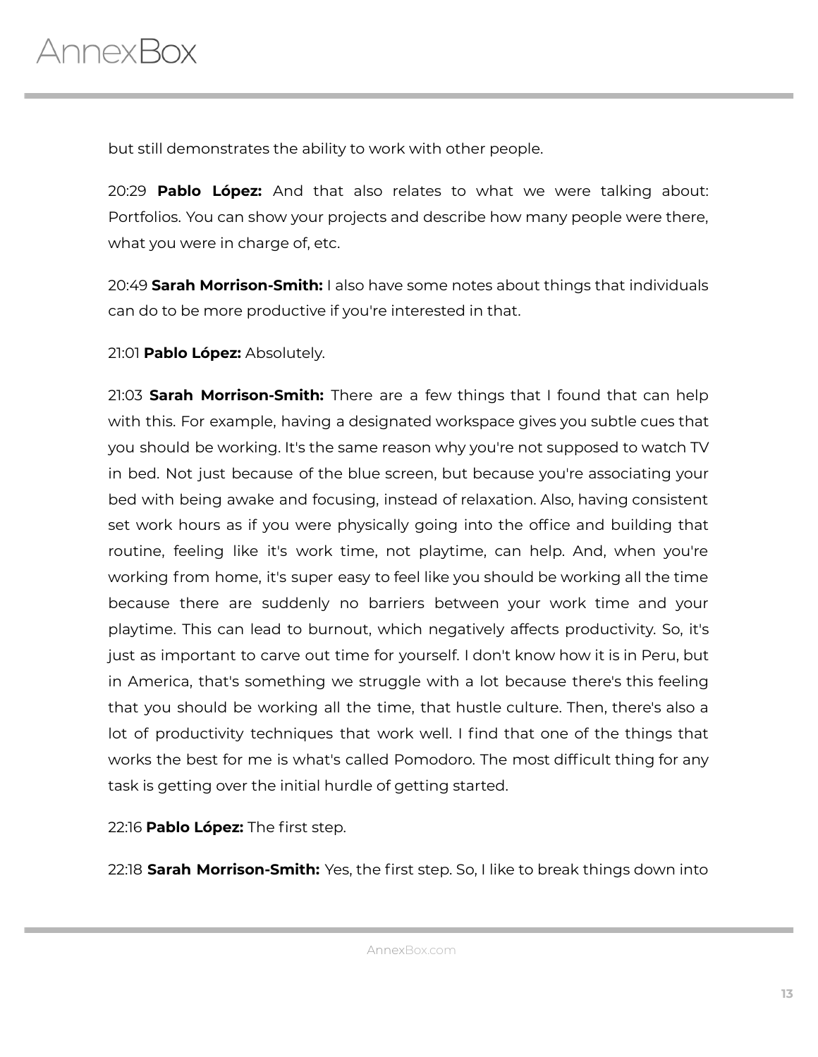but still demonstrates the ability to work with other people.

20:29 **Pablo López:** And that also relates to what we were talking about: Portfolios. You can show your projects and describe how many people were there, what you were in charge of, etc.

20:49 **Sarah Morrison-Smith:** I also have some notes about things that individuals can do to be more productive if you're interested in that.

21:01 **Pablo López:** Absolutely.

21:03 **Sarah Morrison-Smith:** There are a few things that I found that can help with this. For example, having a designated workspace gives you subtle cues that you should be working. It's the same reason why you're not supposed to watch TV in bed. Not just because of the blue screen, but because you're associating your bed with being awake and focusing, instead of relaxation. Also, having consistent set work hours as if you were physically going into the office and building that routine, feeling like it's work time, not playtime, can help. And, when you're working from home, it's super easy to feel like you should be working all the time because there are suddenly no barriers between your work time and your playtime. This can lead to burnout, which negatively affects productivity. So, it's just as important to carve out time for yourself. I don't know how it is in Peru, but in America, that's something we struggle with a lot because there's this feeling that you should be working all the time, that hustle culture. Then, there's also a lot of productivity techniques that work well. I find that one of the things that works the best for me is what's called Pomodoro. The most difficult thing for any task is getting over the initial hurdle of getting started.

22:16 **Pablo López:** The first step.

22:18 **Sarah Morrison-Smith:** Yes, the first step. So, I like to break things down into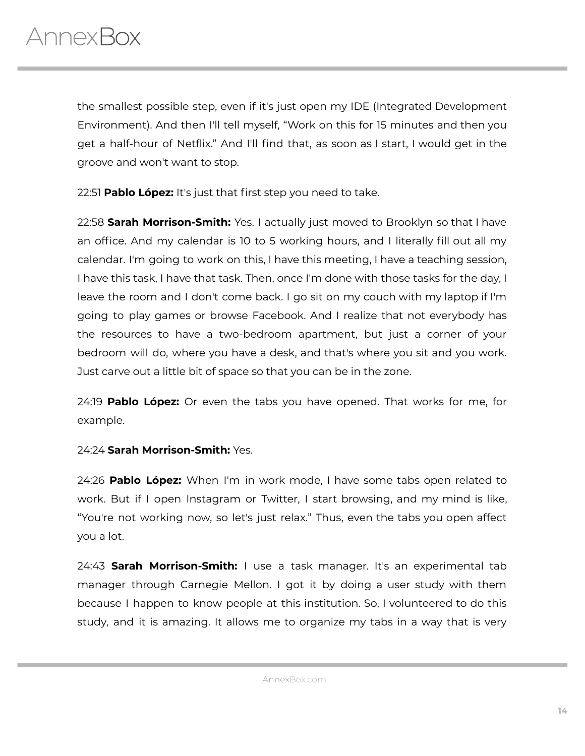the smallest possible step, even if it's just open my IDE (Integrated Development Environment). And then I'll tell myself, “Work on this for 15 minutes and then you get a half-hour of Netflix.” And I'll find that, as soon as I start, I would get in the groove and won't want to stop.

22:51 **Pablo López:** It's just that first step you need to take.

22:58 **Sarah Morrison-Smith:** Yes. I actually just moved to Brooklyn so that I have an office. And my calendar is 10 to 5 working hours, and I literally fill out all my calendar. I'm going to work on this, I have this meeting, I have a teaching session, I have this task, I have that task. Then, once I'm done with those tasks for the day, I leave the room and I don't come back. I go sit on my couch with my laptop if I'm going to play games or browse Facebook. And I realize that not everybody has the resources to have a two-bedroom apartment, but just a corner of your bedroom will do, where you have a desk, and that's where you sit and you work. Just carve out a little bit of space so that you can be in the zone.

24:19 **Pablo López:** Or even the tabs you have opened. That works for me, for example.

24:24 **Sarah Morrison-Smith:** Yes.

24:26 **Pablo López:** When I'm in work mode, I have some tabs open related to work. But if I open Instagram or Twitter, I start browsing, and my mind is like, “You're not working now, so let's just relax.” Thus, even the tabs you open affect you a lot.

24:43 **Sarah Morrison-Smith:** I use a task manager. It's an experimental tab manager through Carnegie Mellon. I got it by doing a user study with them because I happen to know people at this institution. So, I volunteered to do this study, and it is amazing. It allows me to organize my tabs in a way that is very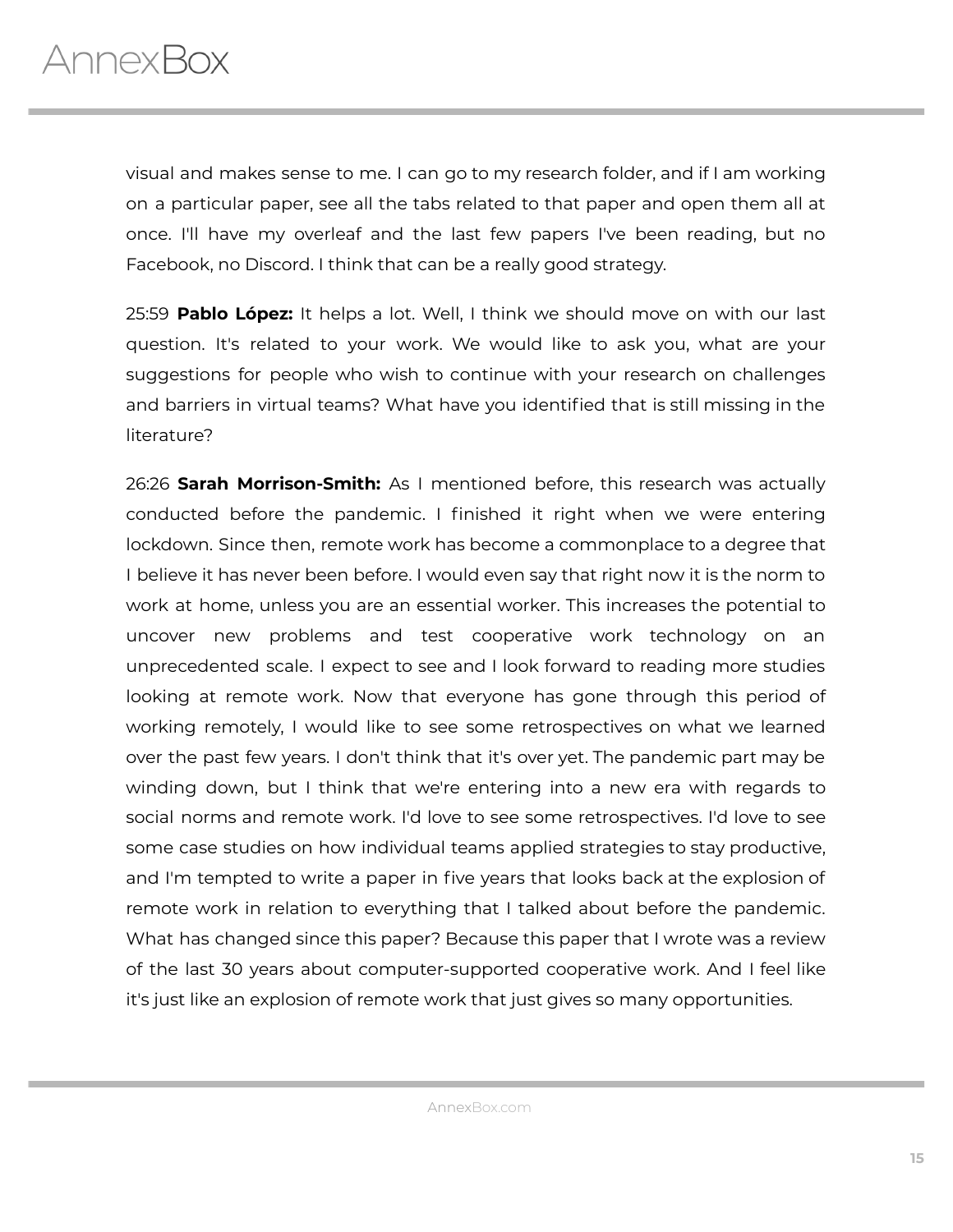visual and makes sense to me. I can go to my research folder, and if I am working on a particular paper, see all the tabs related to that paper and open them all at once. I'll have my overleaf and the last few papers I've been reading, but no Facebook, no Discord. I think that can be a really good strategy.

25:59 **Pablo López:** It helps a lot. Well, I think we should move on with our last question. It's related to your work. We would like to ask you, what are your suggestions for people who wish to continue with your research on challenges and barriers in virtual teams? What have you identified that is still missing in the literature?

26:26 **Sarah Morrison-Smith:** As I mentioned before, this research was actually conducted before the pandemic. I finished it right when we were entering lockdown. Since then, remote work has become a commonplace to a degree that I believe it has never been before. I would even say that right now it is the norm to work at home, unless you are an essential worker. This increases the potential to uncover new problems and test cooperative work technology on an unprecedented scale. I expect to see and I look forward to reading more studies looking at remote work. Now that everyone has gone through this period of working remotely, I would like to see some retrospectives on what we learned over the past few years. I don't think that it's over yet. The pandemic part may be winding down, but I think that we're entering into a new era with regards to social norms and remote work. I'd love to see some retrospectives. I'd love to see some case studies on how individual teams applied strategies to stay productive, and I'm tempted to write a paper in five years that looks back at the explosion of remote work in relation to everything that I talked about before the pandemic. What has changed since this paper? Because this paper that I wrote was a review of the last 30 years about computer-supported cooperative work. And I feel like it's just like an explosion of remote work that just gives so many opportunities.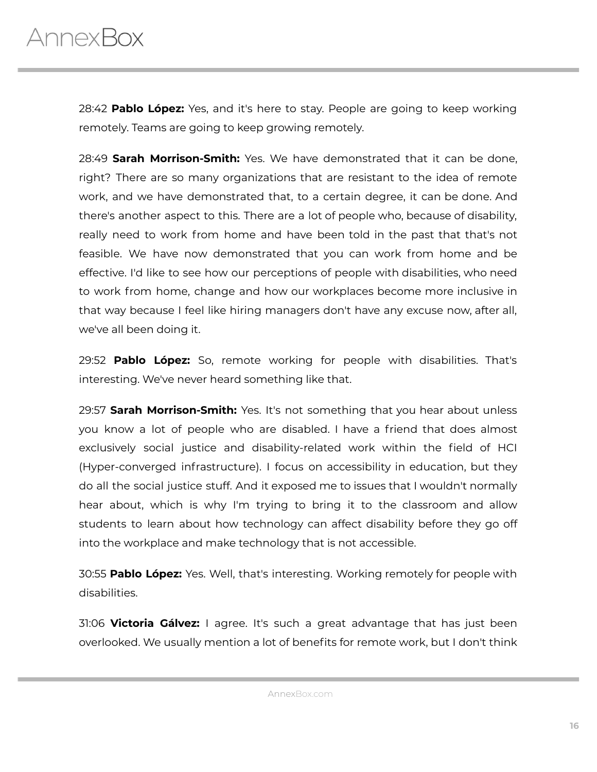28:42 **Pablo López:** Yes, and it's here to stay. People are going to keep working remotely. Teams are going to keep growing remotely.

28:49 **Sarah Morrison-Smith:** Yes. We have demonstrated that it can be done, right? There are so many organizations that are resistant to the idea of remote work, and we have demonstrated that, to a certain degree, it can be done. And there's another aspect to this. There are a lot of people who, because of disability, really need to work from home and have been told in the past that that's not feasible. We have now demonstrated that you can work from home and be effective. I'd like to see how our perceptions of people with disabilities, who need to work from home, change and how our workplaces become more inclusive in that way because I feel like hiring managers don't have any excuse now, after all, we've all been doing it.

29:52 **Pablo López:** So, remote working for people with disabilities. That's interesting. We've never heard something like that.

29:57 **Sarah Morrison-Smith:** Yes. It's not something that you hear about unless you know a lot of people who are disabled. I have a friend that does almost exclusively social justice and disability-related work within the field of HCI (Hyper-converged infrastructure). I focus on accessibility in education, but they do all the social justice stuff. And it exposed me to issues that I wouldn't normally hear about, which is why I'm trying to bring it to the classroom and allow students to learn about how technology can affect disability before they go off into the workplace and make technology that is not accessible.

30:55 **Pablo López:** Yes. Well, that's interesting. Working remotely for people with disabilities.

31:06 **Victoria Gálvez:** I agree. It's such a great advantage that has just been overlooked. We usually mention a lot of benefits for remote work, but I don't think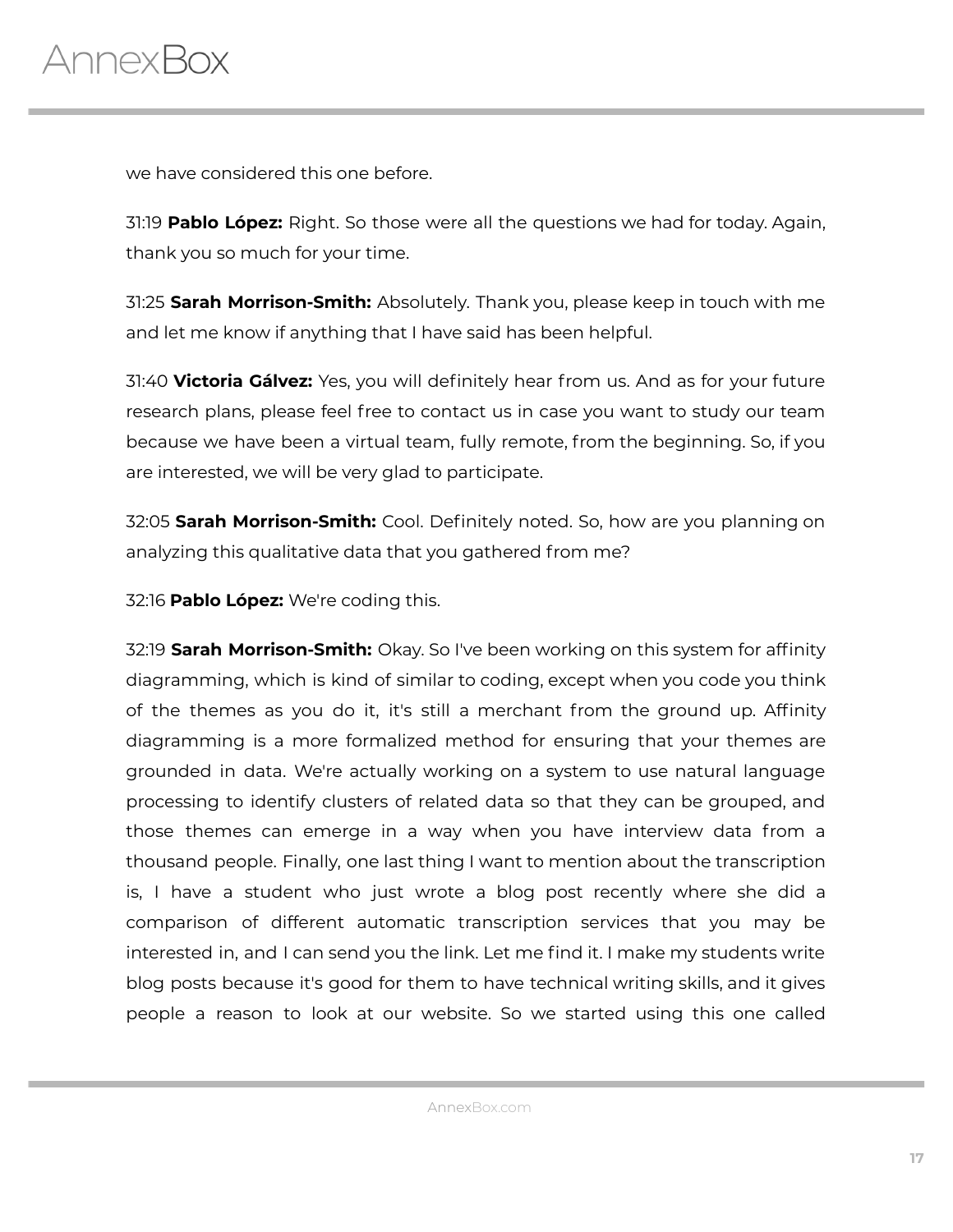we have considered this one before.

31:19 **Pablo López:** Right. So those were all the questions we had for today. Again, thank you so much for your time.

31:25 **Sarah Morrison-Smith:** Absolutely. Thank you, please keep in touch with me and let me know if anything that I have said has been helpful.

31:40 **Victoria Gálvez:** Yes, you will definitely hear from us. And as for your future research plans, please feel free to contact us in case you want to study our team because we have been a virtual team, fully remote, from the beginning. So, if you are interested, we will be very glad to participate.

32:05 **Sarah Morrison-Smith:** Cool. Definitely noted. So, how are you planning on analyzing this qualitative data that you gathered from me?

32:16 **Pablo López:** We're coding this.

32:19 **Sarah Morrison-Smith:** Okay. So I've been working on this system for affinity diagramming, which is kind of similar to coding, except when you code you think of the themes as you do it, it's still a merchant from the ground up. Affinity diagramming is a more formalized method for ensuring that your themes are grounded in data. We're actually working on a system to use natural language processing to identify clusters of related data so that they can be grouped, and those themes can emerge in a way when you have interview data from a thousand people. Finally, one last thing I want to mention about the transcription is, I have a student who just wrote a blog post recently where she did a comparison of different automatic transcription services that you may be interested in, and I can send you the link. Let me find it. I make my students write blog posts because it's good for them to have technical writing skills, and it gives people a reason to look at our website. So we started using this one called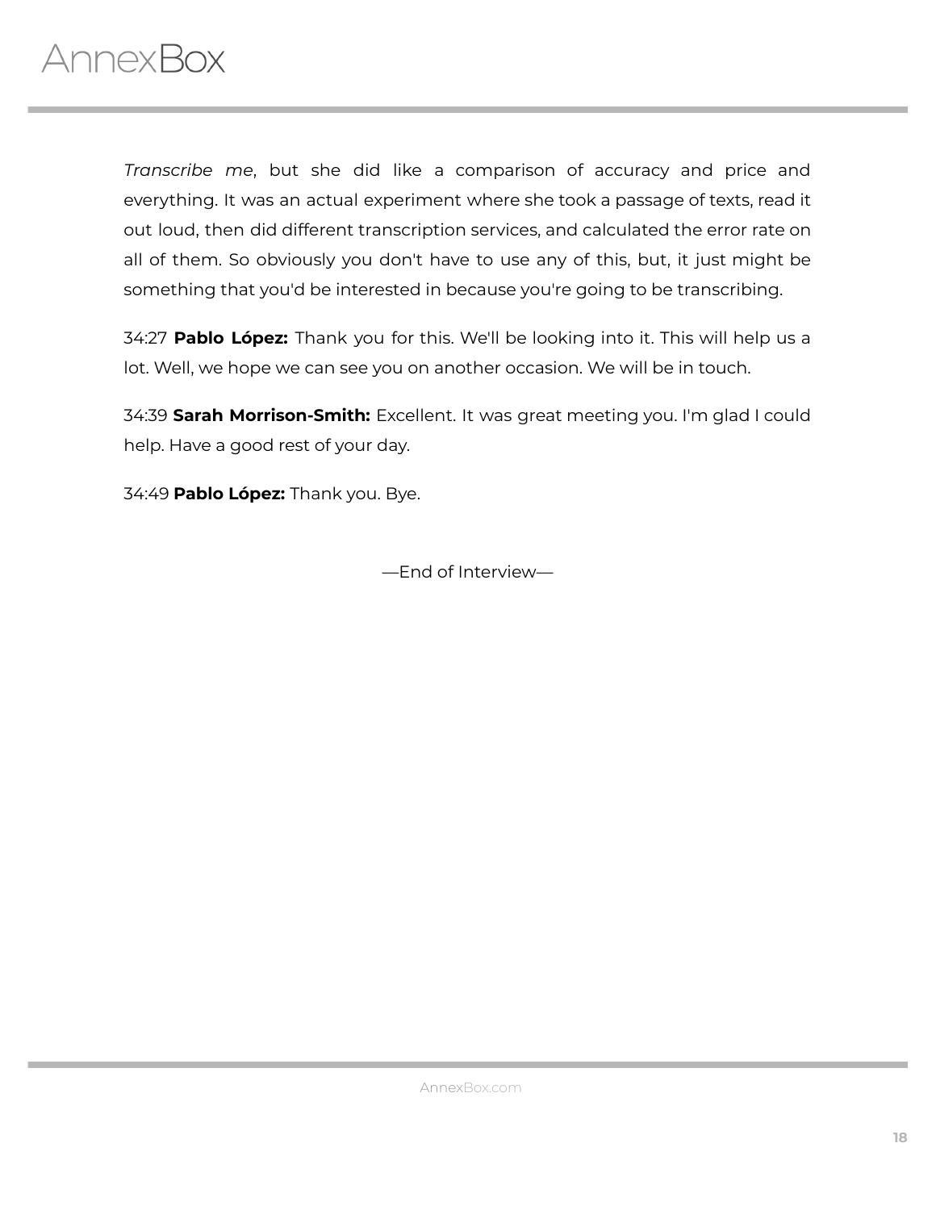*Transcribe me*, but she did like a comparison of accuracy and price and everything. It was an actual experiment where she took a passage of texts, read it out loud, then did different transcription services, and calculated the error rate on all of them. So obviously you don't have to use any of this, but, it just might be something that you'd be interested in because you're going to be transcribing.

34:27 **Pablo López:** Thank you for this. We'll be looking into it. This will help us a lot. Well, we hope we can see you on another occasion. We will be in touch.

34:39 **Sarah Morrison-Smith:** Excellent. It was great meeting you. I'm glad I could help. Have a good rest of your day.

34:49 **Pablo López:** Thank you. Bye.

—End of Interview—